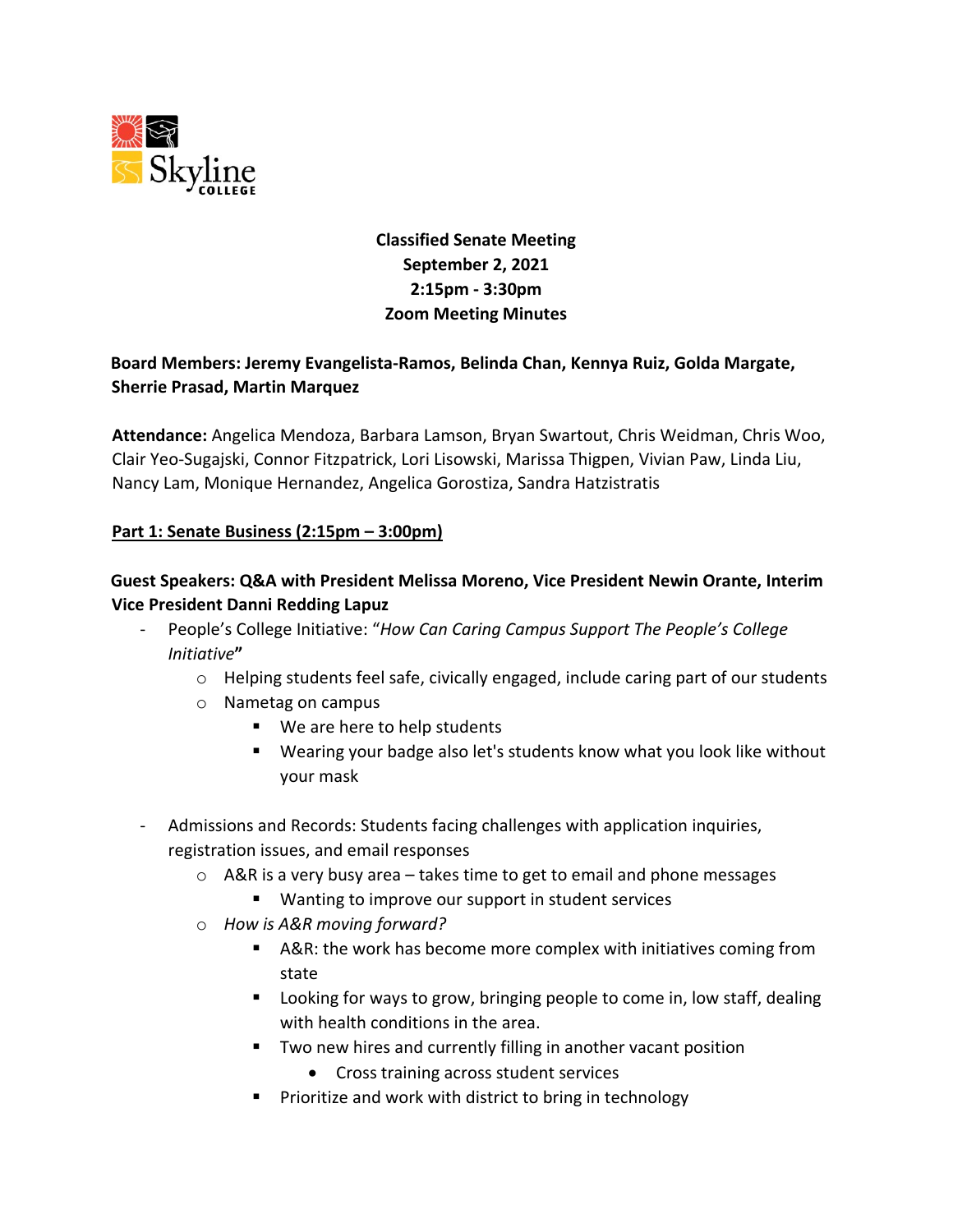**Classified Senate Meeting**
**September 2, 2021**
**2:15pm - 3:30pm**
**Zoom Meeting Minutes**

**Board Members: Jeremy Evangelista-Ramos, Belinda Chan, Kennya Ruiz, Golda Margate, Sherrie Prasad, Martin Marquez**

**Attendance:** Angelica Mendoza, Barbara Lamson, Bryan Swartout, Chris Weidman, Chris Woo, Clair Yeo-Sugajski, Connor Fitzpatrick, Lori Lisowski, Marissa Thigpen, Vivian Paw, Linda Liu, Nancy Lam, Monique Hernandez, Angelica Gorostiza, Sandra Hatzistratis

## Part 1: Senate Business (2:15pm – 3:00pm)

### Guest Speakers: Q&A with President Melissa Moreno, Vice President Newin Orante, Interim Vice President Danni Redding Lapuz

- People's College Initiative: "*How Can Caring Campus Support The People's College Initiative*"
  - Helping students feel safe, civically engaged, include caring part of our students
  - Nametag on campus
    - We are here to help students
    - Wearing your badge also let's students know what you look like without your mask
- Admissions and Records: Students facing challenges with application inquiries, registration issues, and email responses
  - A&R is a very busy area – takes time to get to email and phone messages
    - Wanting to improve our support in student services
  - *How is A&R moving forward?*
    - A&R: the work has become more complex with initiatives coming from state
    - Looking for ways to grow, bringing people to come in, low staff, dealing with health conditions in the area.
    - Two new hires and currently filling in another vacant position
      - Cross training across student services
    - Prioritize and work with district to bring in technology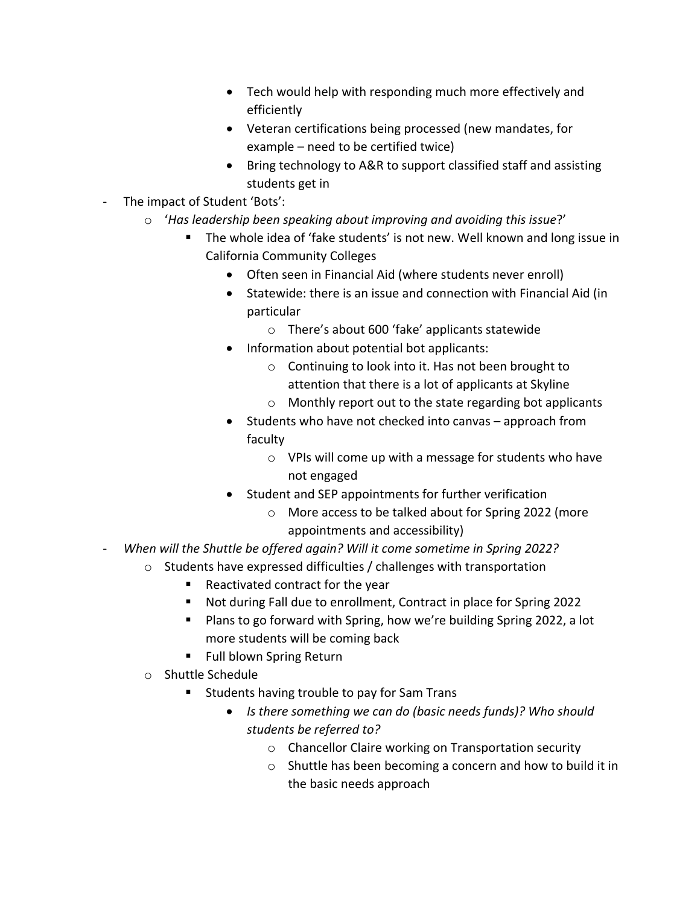- Tech would help with responding much more effectively and efficiently
        - Veteran certifications being processed (new mandates, for example – need to be certified twice)
        - Bring technology to A&R to support classified staff and assisting students get in

- The impact of Student 'Bots':
    - '*Has leadership been speaking about improving and avoiding this issue*?'
        - The whole idea of 'fake students' is not new. Well known and long issue in California Community Colleges
            - Often seen in Financial Aid (where students never enroll)
            - Statewide: there is an issue and connection with Financial Aid (in particular
                - There's about 600 'fake' applicants statewide
            - Information about potential bot applicants:
                - Continuing to look into it. Has not been brought to attention that there is a lot of applicants at Skyline
                - Monthly report out to the state regarding bot applicants
            - Students who have not checked into canvas – approach from faculty
                - VPIs will come up with a message for students who have not engaged
            - Student and SEP appointments for further verification
                - More access to be talked about for Spring 2022 (more appointments and accessibility)

- *When will the Shuttle be offered again? Will it come sometime in Spring 2022?*
    - Students have expressed difficulties / challenges with transportation
        - Reactivated contract for the year
        - Not during Fall due to enrollment, Contract in place for Spring 2022
        - Plans to go forward with Spring, how we're building Spring 2022, a lot more students will be coming back
        - Full blown Spring Return
    - Shuttle Schedule
        - Students having trouble to pay for Sam Trans
            - *Is there something we can do (basic needs funds)? Who should students be referred to?*
                - Chancellor Claire working on Transportation security
                - Shuttle has been becoming a concern and how to build it in the basic needs approach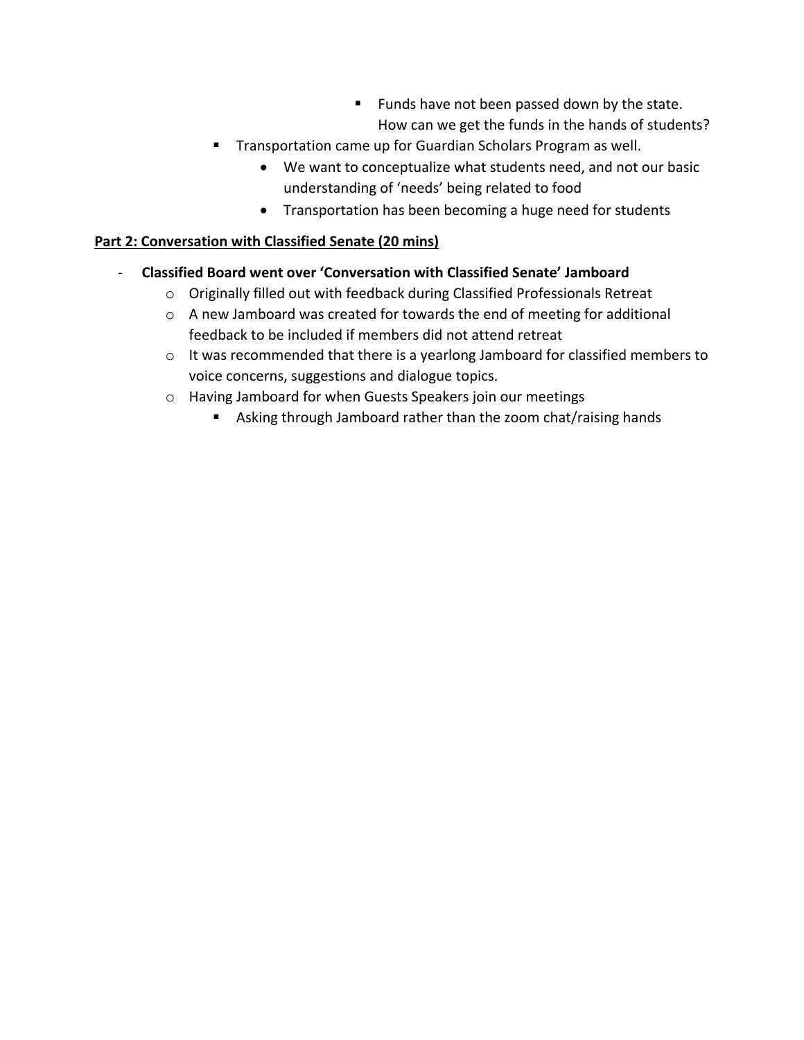- Funds have not been passed down by the state. How can we get the funds in the hands of students?
    - Transportation came up for Guardian Scholars Program as well.
        - We want to conceptualize what students need, and not our basic understanding of 'needs' being related to food
        - Transportation has been becoming a huge need for students

**Part 2: Conversation with Classified Senate (20 mins)**

- **Classified Board went over 'Conversation with Classified Senate' Jamboard**
    - Originally filled out with feedback during Classified Professionals Retreat
    - A new Jamboard was created for towards the end of meeting for additional feedback to be included if members did not attend retreat
    - It was recommended that there is a yearlong Jamboard for classified members to voice concerns, suggestions and dialogue topics.
    - Having Jamboard for when Guests Speakers join our meetings
        - Asking through Jamboard rather than the zoom chat/raising hands